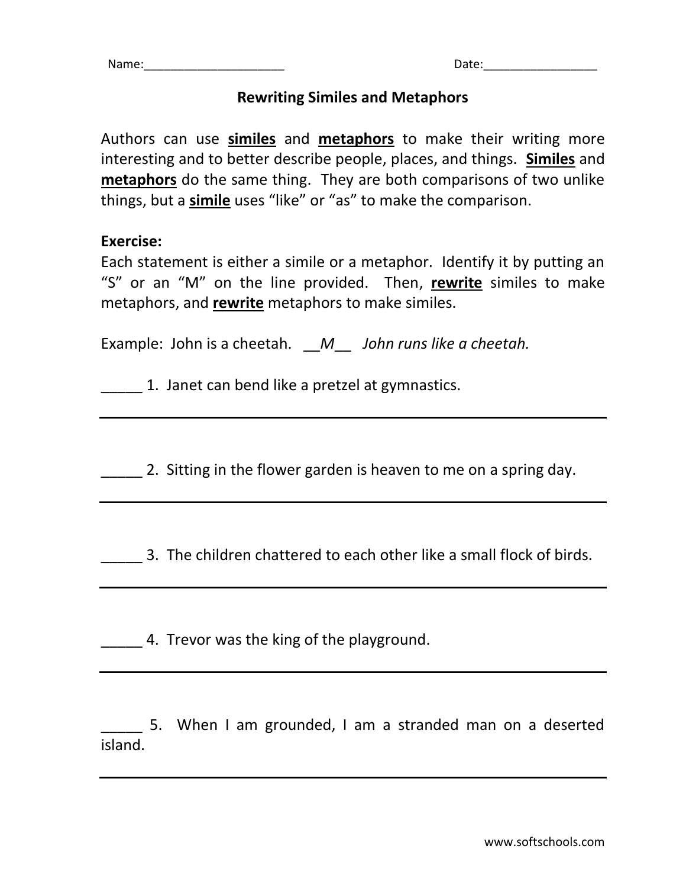Name:_____________________ Date:_________________

# Rewriting Similes and Metaphors

Authors can use **similes** and **metaphors** to make their writing more interesting and to better describe people, places, and things. **Similes** and **metaphors** do the same thing. They are both comparisons of two unlike things, but a **simile** uses "like" or "as" to make the comparison.

**Exercise:**
Each statement is either a simile or a metaphor. Identify it by putting an "S" or an "M" on the line provided. Then, **rewrite** similes to make metaphors, and **rewrite** metaphors to make similes.

Example: John is a cheetah. __*M*__ *John runs like a cheetah.*

_____ 1. Janet can bend like a pretzel at gymnastics.

_____________________________________________

_____ 2. Sitting in the flower garden is heaven to me on a spring day.

_____________________________________________

_____ 3. The children chattered to each other like a small flock of birds.

_____________________________________________

_____ 4. Trevor was the king of the playground.

_____________________________________________

_____ 5. When I am grounded, I am a stranded man on a deserted island.

_____________________________________________

www.softschools.com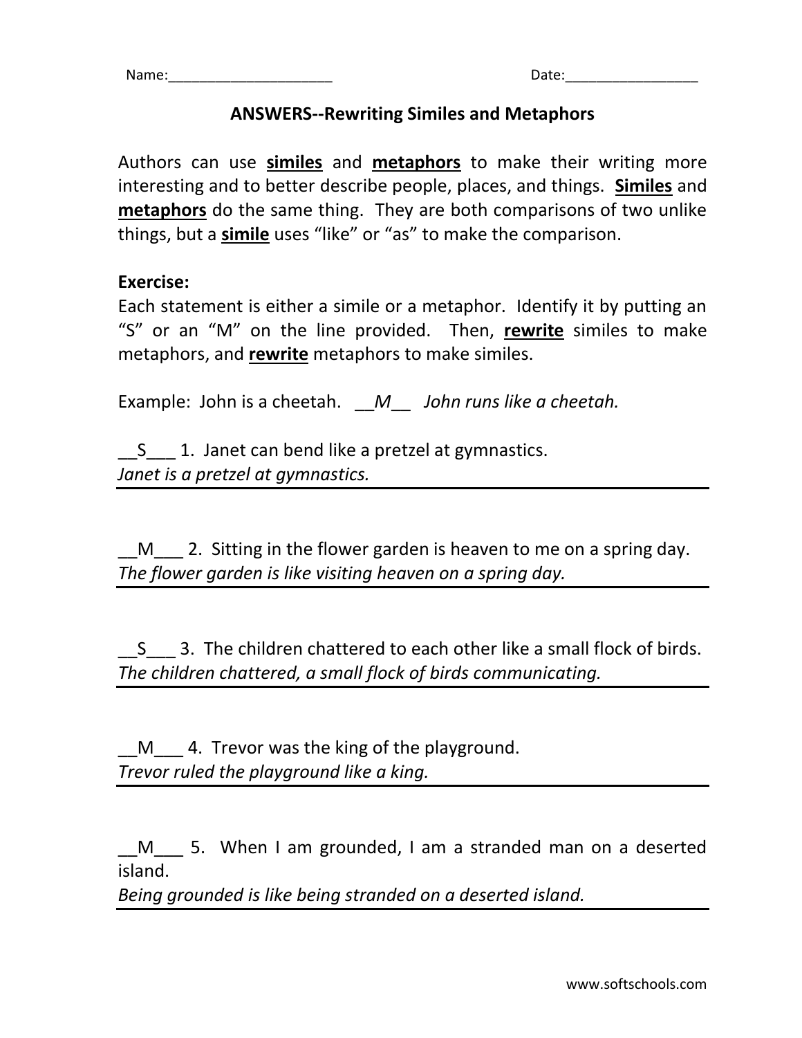Name:______________________ Date:_________________

## ANSWERS--Rewriting Similes and Metaphors

Authors can use **similes** and **metaphors** to make their writing more interesting and to better describe people, places, and things. **Similes** and **metaphors** do the same thing. They are both comparisons of two unlike things, but a **simile** uses "like" or "as" to make the comparison.

**Exercise:**
Each statement is either a simile or a metaphor. Identify it by putting an "S" or an "M" on the line provided. Then, **rewrite** similes to make metaphors, and **rewrite** metaphors to make similes.

Example: John is a cheetah. __*M*__ *John runs like a cheetah.*

__S___ 1. Janet can bend like a pretzel at gymnastics.
*Janet is a pretzel at gymnastics.*

__M___ 2. Sitting in the flower garden is heaven to me on a spring day.
*The flower garden is like visiting heaven on a spring day.*

__S___ 3. The children chattered to each other like a small flock of birds.
*The children chattered, a small flock of birds communicating.*

__M___ 4. Trevor was the king of the playground.
*Trevor ruled the playground like a king.*

__M___ 5. When I am grounded, I am a stranded man on a deserted island.
*Being grounded is like being stranded on a deserted island.*

www.softschools.com